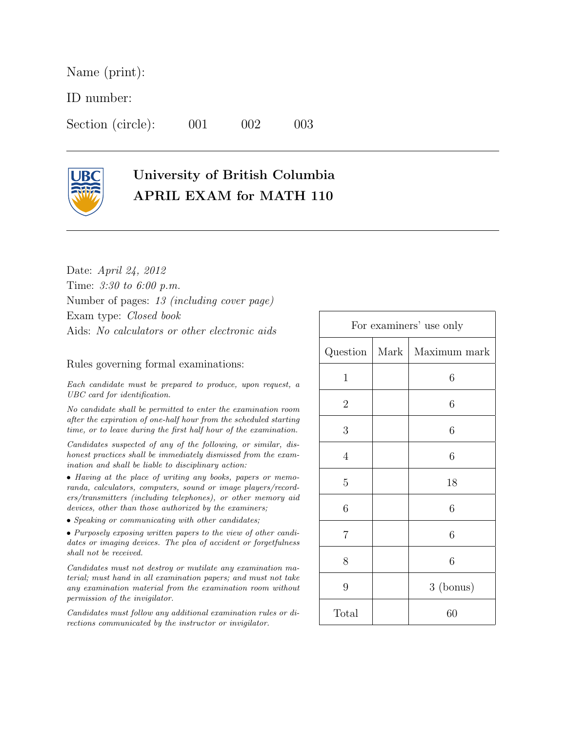Name (print):

ID number:

Section (circle): 001 002 003

---

# University of British Columbia
# APRIL EXAM for MATH 110

---

Date: *April 24, 2012*

Time: *3:30 to 6:00 p.m.*

Number of pages: *13 (including cover page)*

Exam type: *Closed book*

Aids: *No calculators or other electronic aids*

Rules governing formal examinations:

*Each candidate must be prepared to produce, upon request, a UBC card for identification.*

*No candidate shall be permitted to enter the examination room after the expiration of one-half hour from the scheduled starting time, or to leave during the first half hour of the examination.*

*Candidates suspected of any of the following, or similar, dishonest practices shall be immediately dismissed from the examination and shall be liable to disciplinary action:*

- *Having at the place of writing any books, papers or memoranda, calculators, computers, sound or image players/recorders/transmitters (including telephones), or other memory aid devices, other than those authorized by the examiners;*
- *Speaking or communicating with other candidates;*
- *Purposely exposing written papers to the view of other candidates or imaging devices. The plea of accident or forgetfulness shall not be received.*

*Candidates must not destroy or mutilate any examination material; must hand in all examination papers; and must not take any examination material from the examination room without permission of the invigilator.*

*Candidates must follow any additional examination rules or directions communicated by the instructor or invigilator.*

| For examiners' use only | | |
|---|---|---|
| Question | Mark | Maximum mark |
| 1 | | 6 |
| 2 | | 6 |
| 3 | | 6 |
| 4 | | 6 |
| 5 | | 18 |
| 6 | | 6 |
| 7 | | 6 |
| 8 | | 6 |
| 9 | | 3 (bonus) |
| Total | | 60 |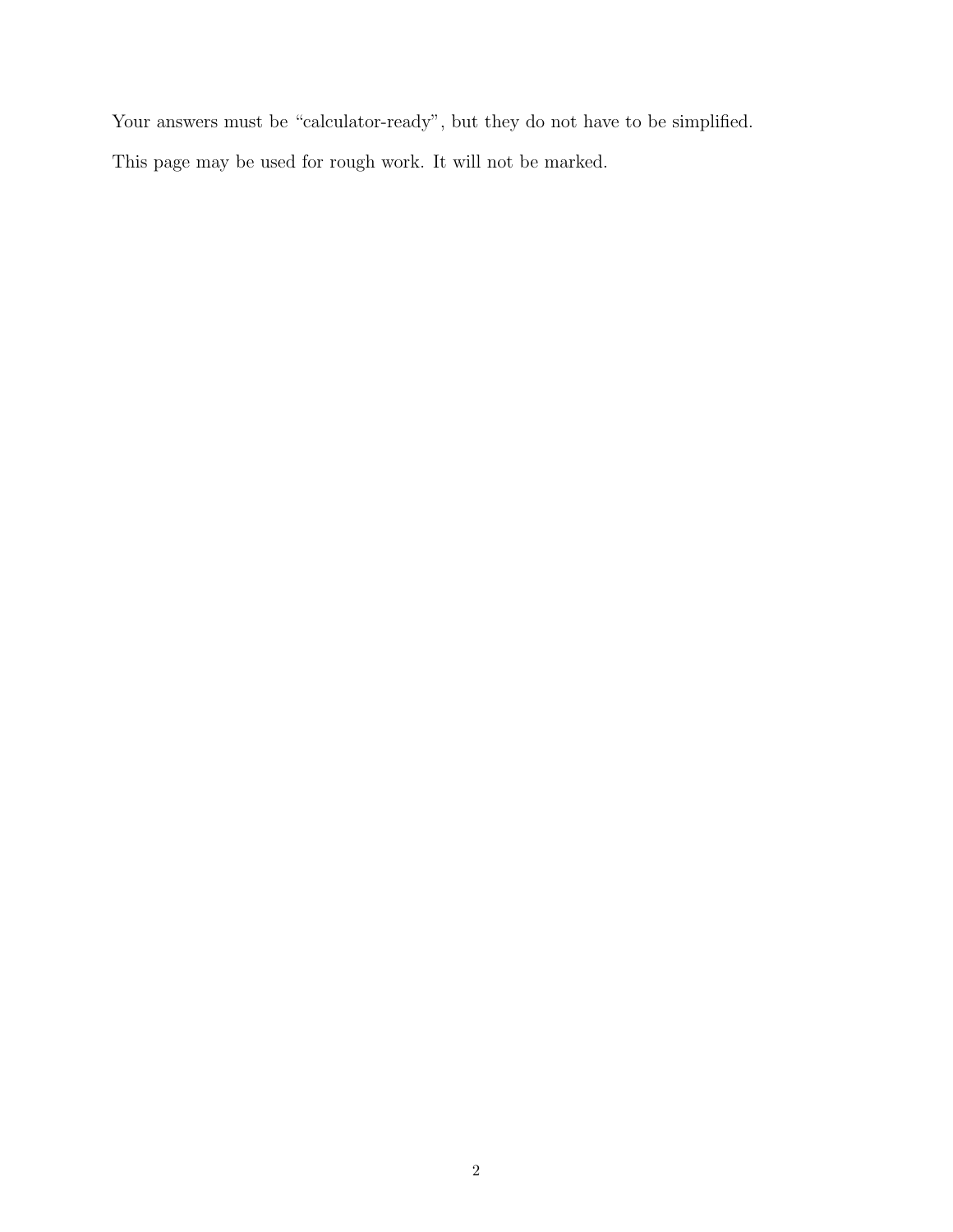Your answers must be "calculator-ready", but they do not have to be simplified.

This page may be used for rough work. It will not be marked.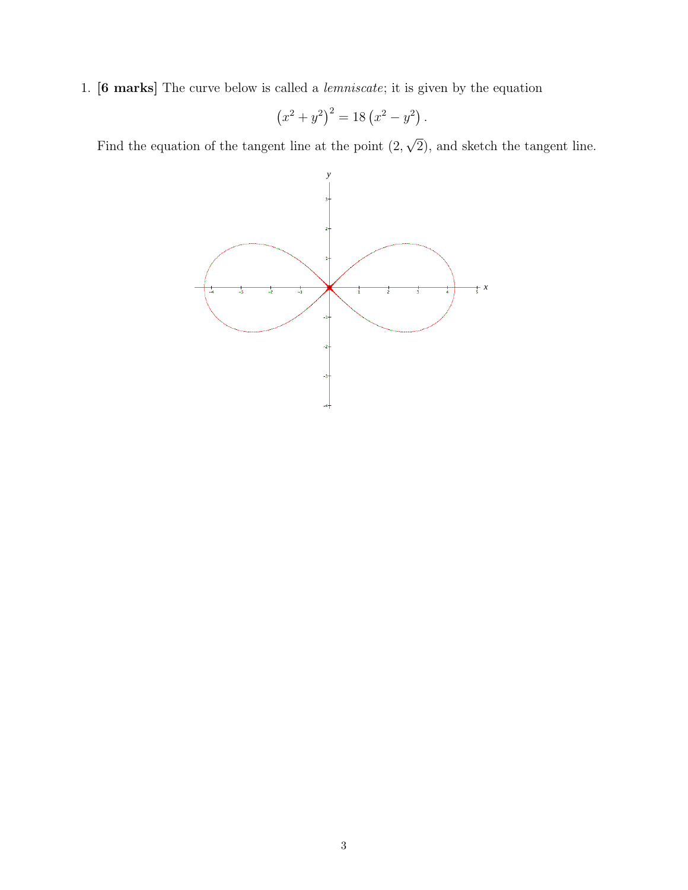1. **[6 marks]** The curve below is called a *lemniscate*; it is given by the equation

$$\left(x^2 + y^2\right)^2 = 18\left(x^2 - y^2\right).$$

Find the equation of the tangent line at the point $(2, \sqrt{2})$, and sketch the tangent line.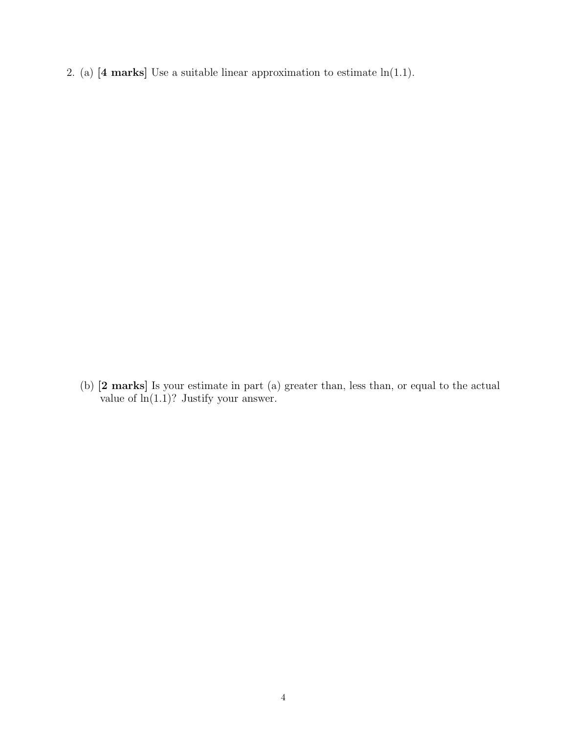2. (a) **[4 marks]** Use a suitable linear approximation to estimate $\ln(1.1)$.

(b) **[2 marks]** Is your estimate in part (a) greater than, less than, or equal to the actual value of $\ln(1.1)$? Justify your answer.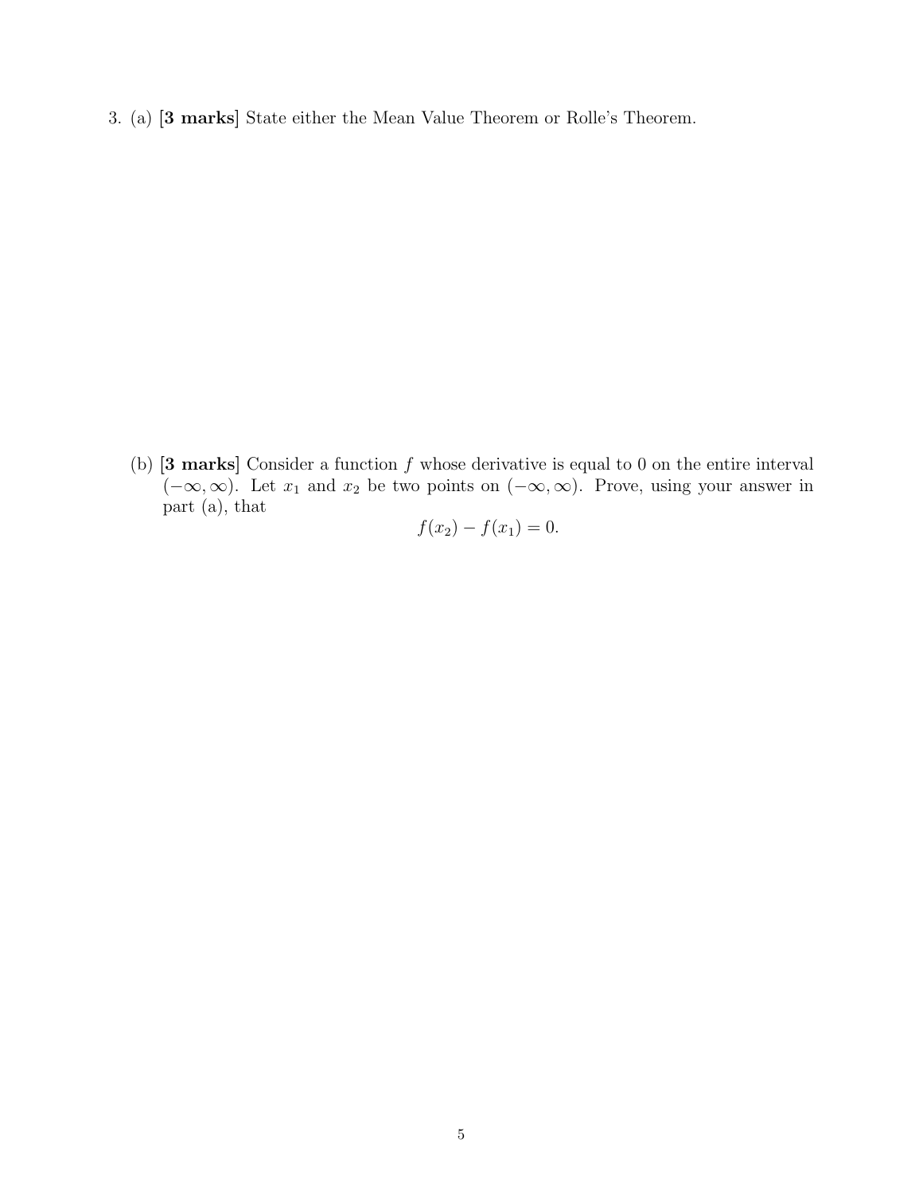3. (a) **[3 marks]** State either the Mean Value Theorem or Rolle's Theorem.

(b) **[3 marks]** Consider a function $f$ whose derivative is equal to 0 on the entire interval $(-\infty, \infty)$. Let $x_1$ and $x_2$ be two points on $(-\infty, \infty)$. Prove, using your answer in part (a), that

$$f(x_2) - f(x_1) = 0.$$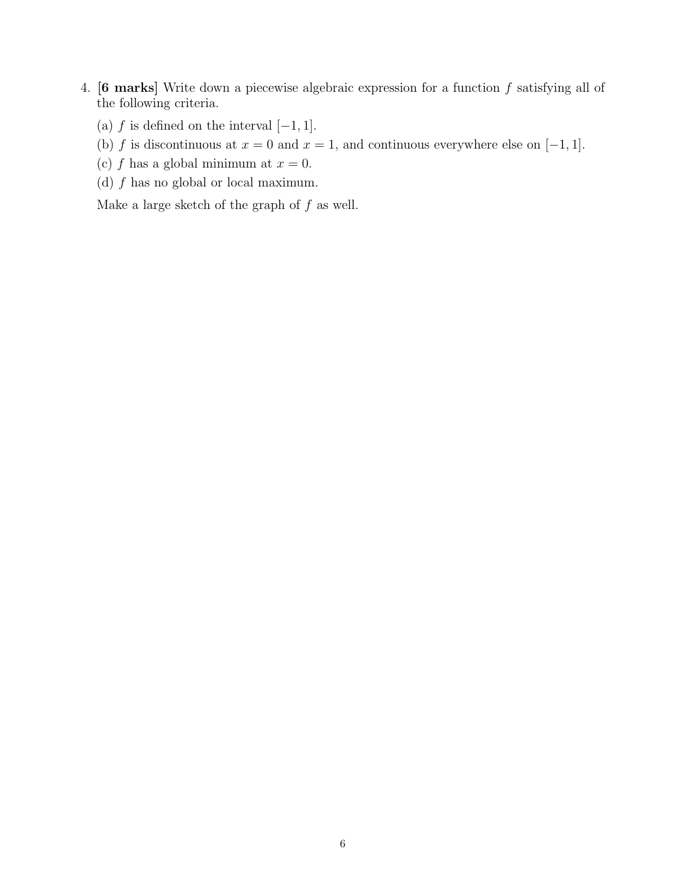4. **[6 marks]** Write down a piecewise algebraic expression for a function $f$ satisfying all of the following criteria.

   (a) $f$ is defined on the interval $[-1, 1]$.

   (b) $f$ is discontinuous at $x = 0$ and $x = 1$, and continuous everywhere else on $[-1, 1]$.

   (c) $f$ has a global minimum at $x = 0$.

   (d) $f$ has no global or local maximum.

   Make a large sketch of the graph of $f$ as well.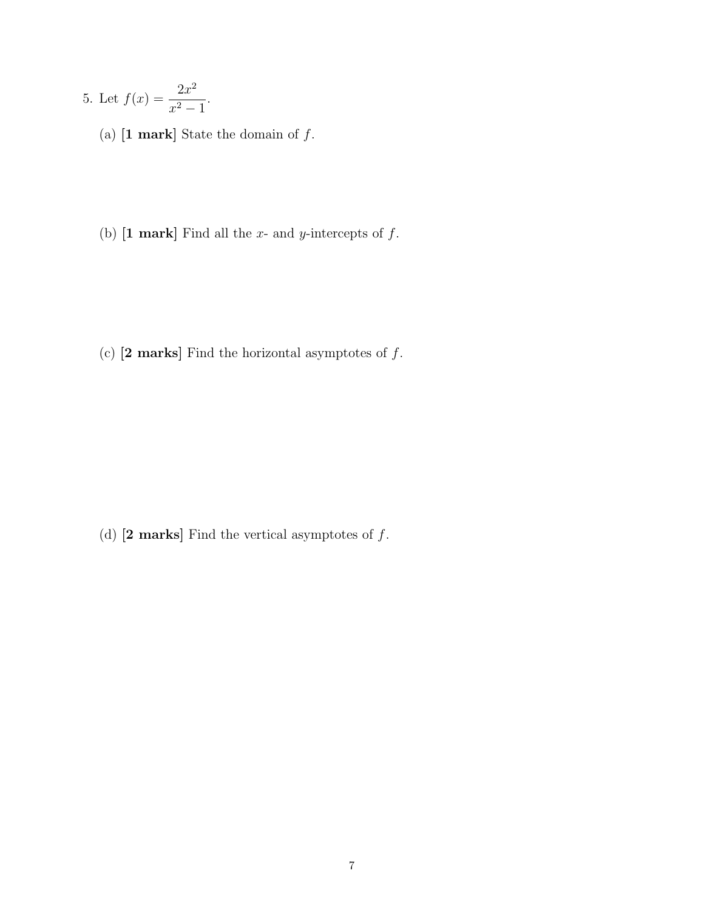5. Let $f(x) = \dfrac{2x^2}{x^2 - 1}$.

(a) **[1 mark]** State the domain of $f$.

(b) **[1 mark]** Find all the $x$- and $y$-intercepts of $f$.

(c) **[2 marks]** Find the horizontal asymptotes of $f$.

(d) **[2 marks]** Find the vertical asymptotes of $f$.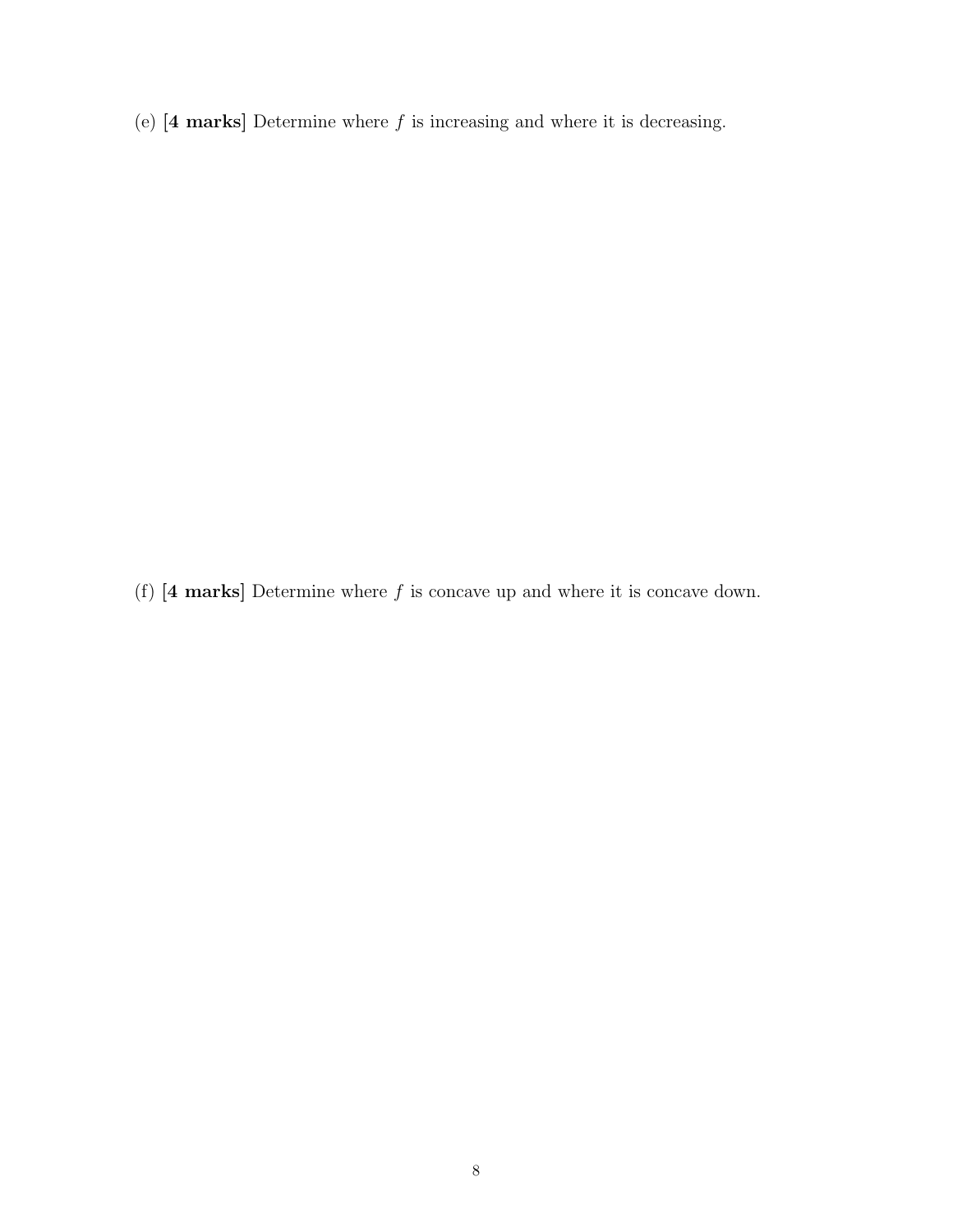(e) **[4 marks]** Determine where $f$ is increasing and where it is decreasing.

(f) **[4 marks]** Determine where $f$ is concave up and where it is concave down.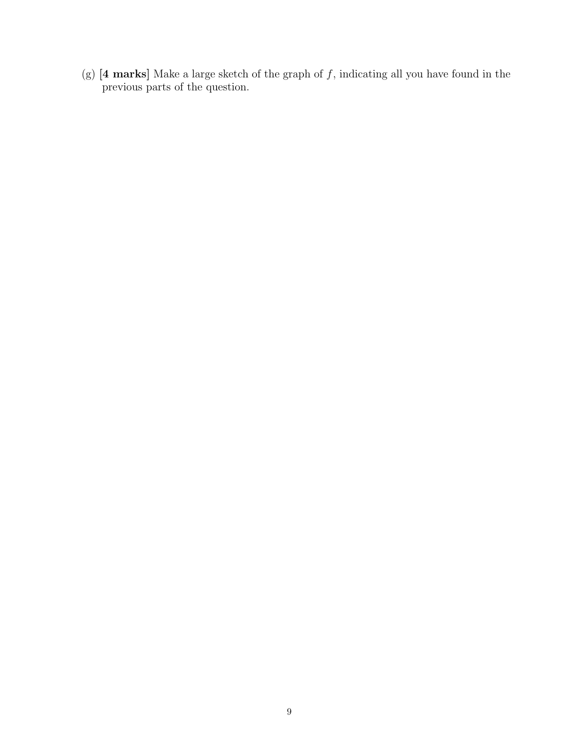(g) [**4 marks**] Make a large sketch of the graph of $f$, indicating all you have found in the previous parts of the question.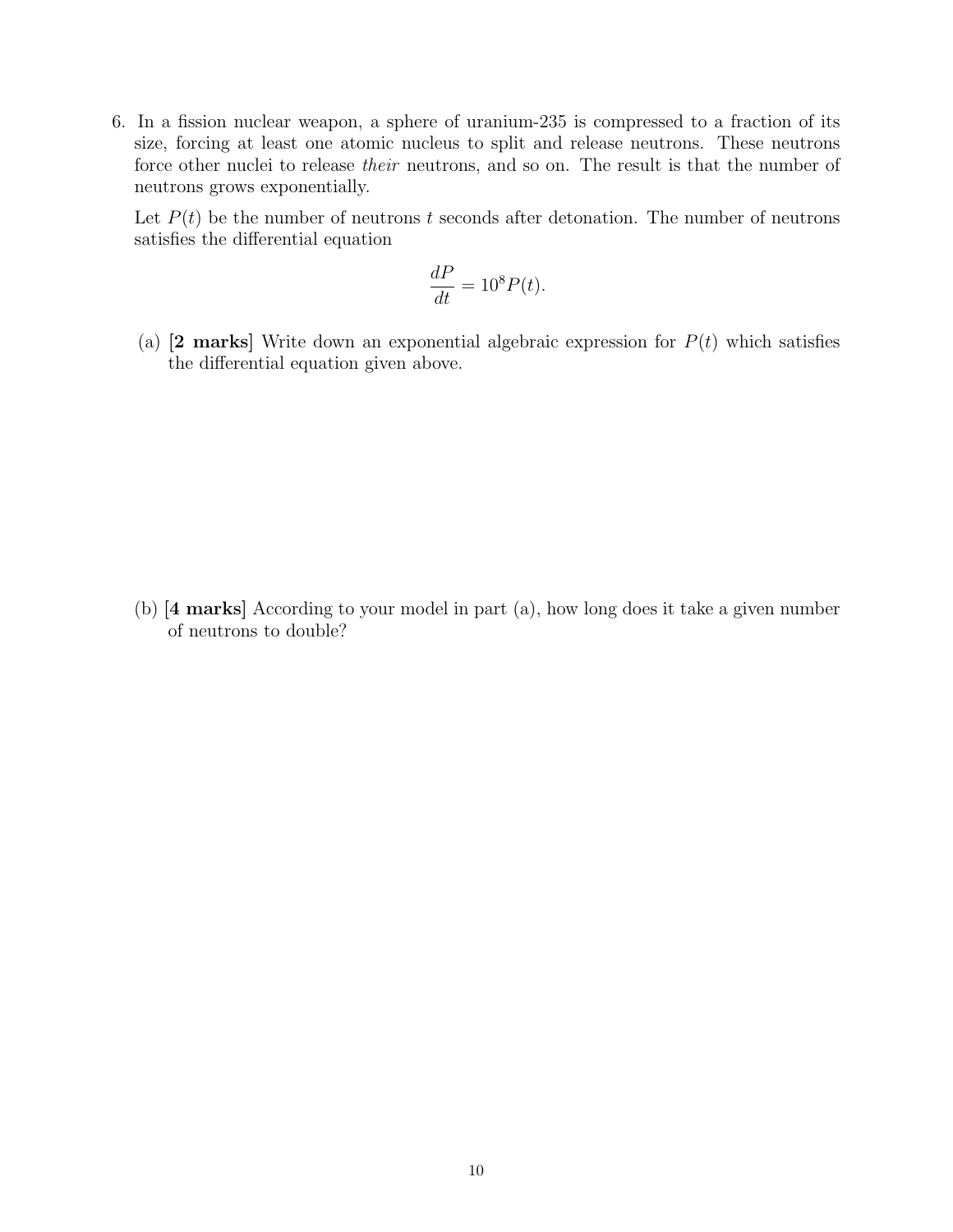6. In a fission nuclear weapon, a sphere of uranium-235 is compressed to a fraction of its size, forcing at least one atomic nucleus to split and release neutrons. These neutrons force other nuclei to release *their* neutrons, and so on. The result is that the number of neutrons grows exponentially.

   Let $P(t)$ be the number of neutrons $t$ seconds after detonation. The number of neutrons satisfies the differential equation

   $$\frac{dP}{dt} = 10^8 P(t).$$

   (a) **[2 marks]** Write down an exponential algebraic expression for $P(t)$ which satisfies the differential equation given above.

   (b) **[4 marks]** According to your model in part (a), how long does it take a given number of neutrons to double?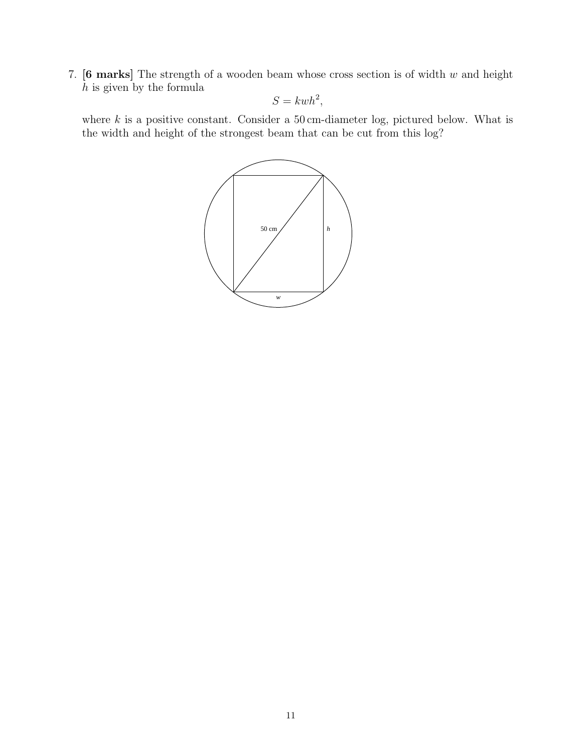7. **[6 marks]** The strength of a wooden beam whose cross section is of width $w$ and height $h$ is given by the formula

$$S = kwh^2,$$

where $k$ is a positive constant. Consider a 50 cm-diameter log, pictured below. What is the width and height of the strongest beam that can be cut from this log?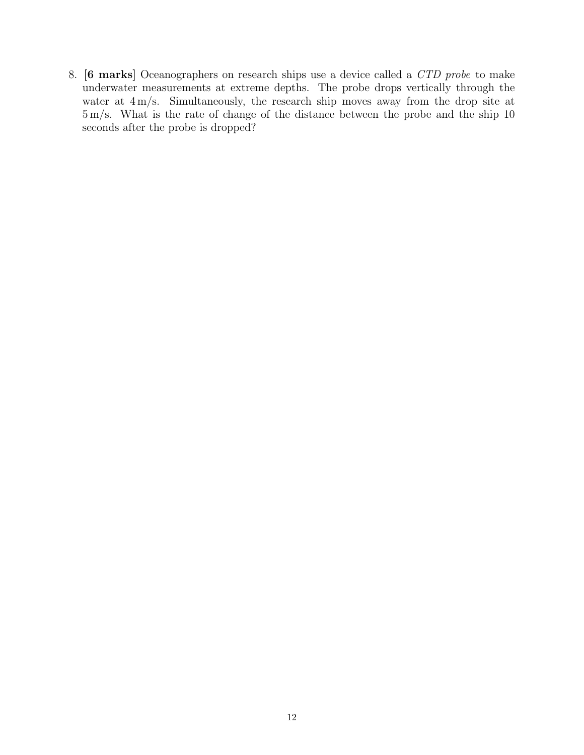8. **[6 marks]** Oceanographers on research ships use a device called a *CTD probe* to make underwater measurements at extreme depths. The probe drops vertically through the water at $4\,\text{m/s}$. Simultaneously, the research ship moves away from the drop site at $5\,\text{m/s}$. What is the rate of change of the distance between the probe and the ship 10 seconds after the probe is dropped?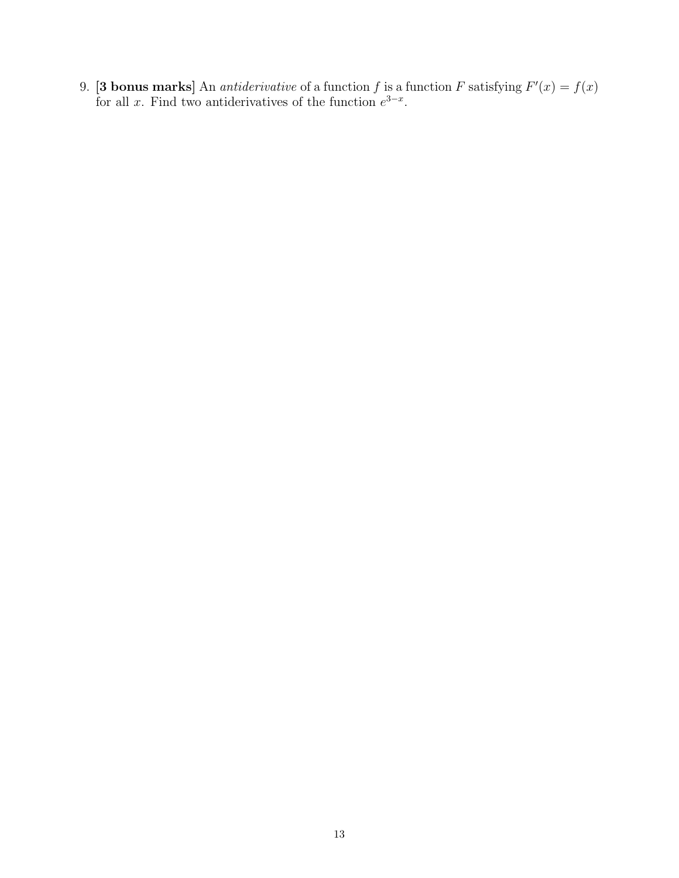9. **[3 bonus marks]** An *antiderivative* of a function $f$ is a function $F$ satisfying $F'(x) = f(x)$ for all $x$. Find two antiderivatives of the function $e^{3-x}$.